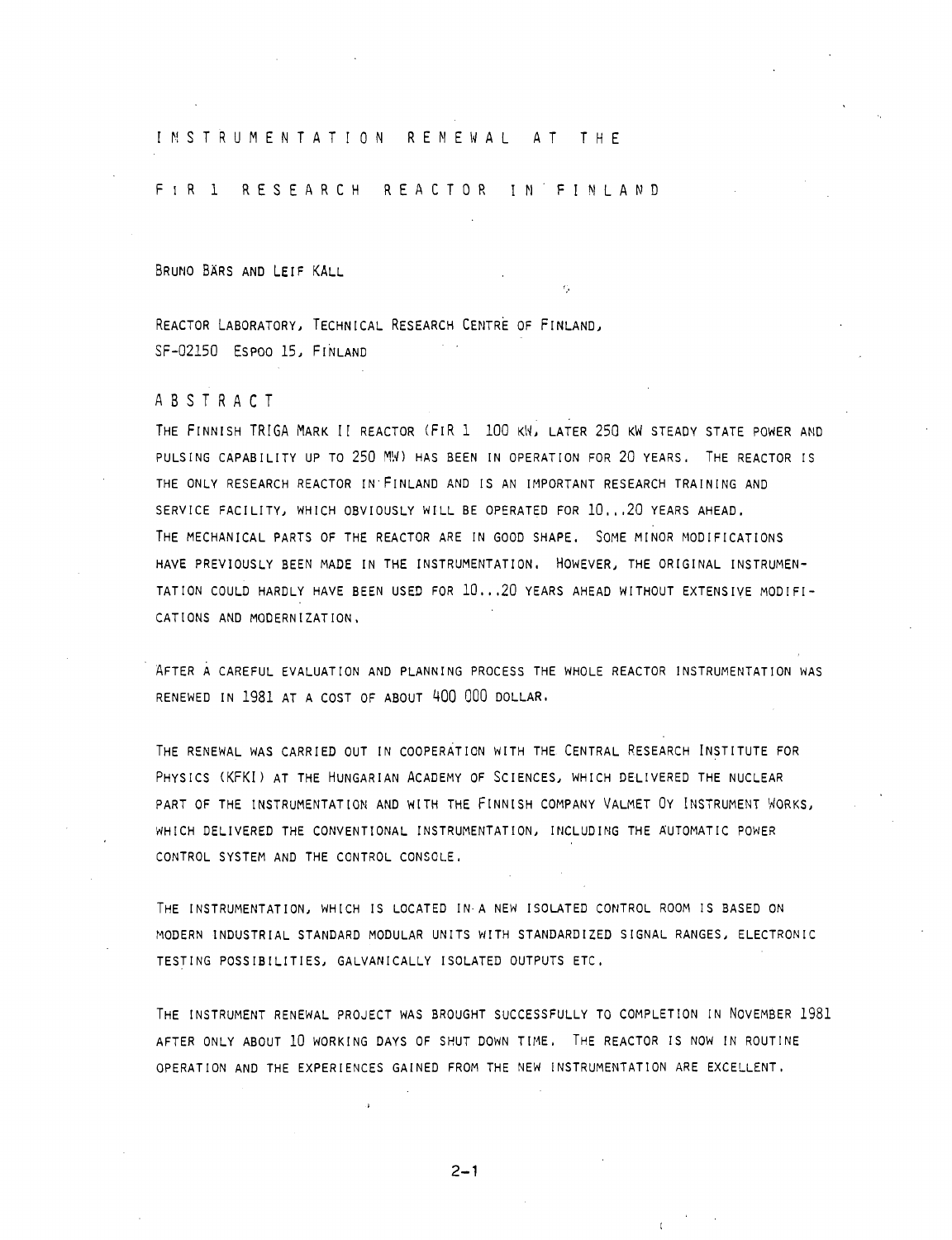# INSTRUMENTATION RENEWAL AT THE FIR 1 RESEARCH REACTOR IN FINLAND

BRUNO BÄRS AND LEIF KÄLL

REACTOR LABORATORY, TECHNICAL RESEARCH CENTRE OF FINLAND,
SF-02150 ESPOO 15, FINLAND

## ABSTRACT

THE FINNISH TRIGA MARK II REACTOR (FIR 1 100 KW, LATER 250 KW STEADY STATE POWER AND PULSING CAPABILITY UP TO 250 MW) HAS BEEN IN OPERATION FOR 20 YEARS. THE REACTOR IS THE ONLY RESEARCH REACTOR IN FINLAND AND IS AN IMPORTANT RESEARCH TRAINING AND SERVICE FACILITY, WHICH OBVIOUSLY WILL BE OPERATED FOR 10...20 YEARS AHEAD. THE MECHANICAL PARTS OF THE REACTOR ARE IN GOOD SHAPE. SOME MINOR MODIFICATIONS HAVE PREVIOUSLY BEEN MADE IN THE INSTRUMENTATION. HOWEVER, THE ORIGINAL INSTRUMENTATION COULD HARDLY HAVE BEEN USED FOR 10...20 YEARS AHEAD WITHOUT EXTENSIVE MODIFICATIONS AND MODERNIZATION.

AFTER A CAREFUL EVALUATION AND PLANNING PROCESS THE WHOLE REACTOR INSTRUMENTATION WAS RENEWED IN 1981 AT A COST OF ABOUT 400 000 DOLLAR.

THE RENEWAL WAS CARRIED OUT IN COOPERATION WITH THE CENTRAL RESEARCH INSTITUTE FOR PHYSICS (KFKI) AT THE HUNGARIAN ACADEMY OF SCIENCES, WHICH DELIVERED THE NUCLEAR PART OF THE INSTRUMENTATION AND WITH THE FINNISH COMPANY VALMET OY INSTRUMENT WORKS, WHICH DELIVERED THE CONVENTIONAL INSTRUMENTATION, INCLUDING THE AUTOMATIC POWER CONTROL SYSTEM AND THE CONTROL CONSOLE.

THE INSTRUMENTATION, WHICH IS LOCATED IN A NEW ISOLATED CONTROL ROOM IS BASED ON MODERN INDUSTRIAL STANDARD MODULAR UNITS WITH STANDARDIZED SIGNAL RANGES, ELECTRONIC TESTING POSSIBILITIES, GALVANICALLY ISOLATED OUTPUTS ETC.

THE INSTRUMENT RENEWAL PROJECT WAS BROUGHT SUCCESSFULLY TO COMPLETION IN NOVEMBER 1981 AFTER ONLY ABOUT 10 WORKING DAYS OF SHUT DOWN TIME. THE REACTOR IS NOW IN ROUTINE OPERATION AND THE EXPERIENCES GAINED FROM THE NEW INSTRUMENTATION ARE EXCELLENT.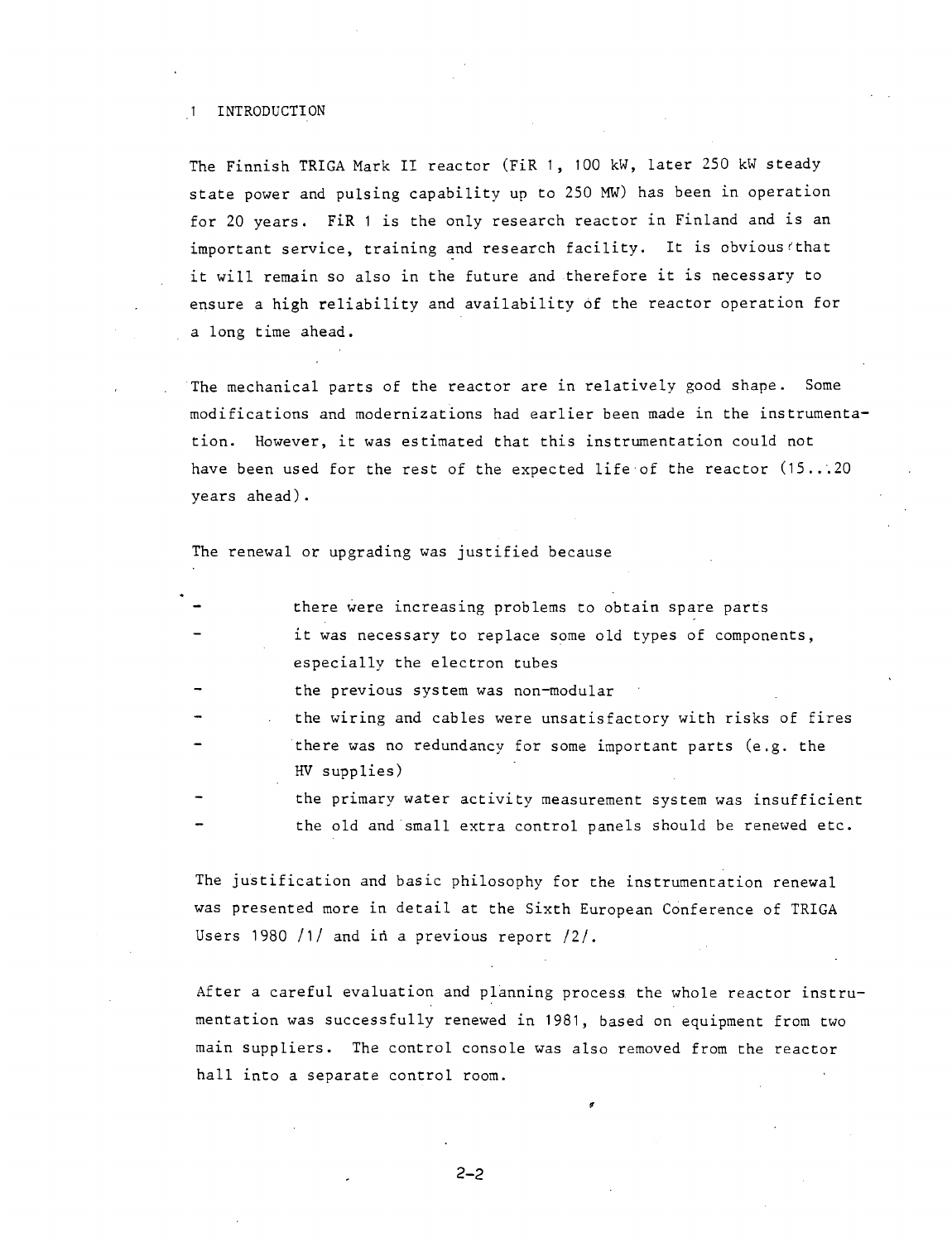# 1 INTRODUCTION

The Finnish TRIGA Mark II reactor (FiR 1, 100 kW, later 250 kW steady state power and pulsing capability up to 250 MW) has been in operation for 20 years. FiR 1 is the only research reactor in Finland and is an important service, training and research facility. It is obvious that it will remain so also in the future and therefore it is necessary to ensure a high reliability and availability of the reactor operation for a long time ahead.

The mechanical parts of the reactor are in relatively good shape. Some modifications and modernizations had earlier been made in the instrumentation. However, it was estimated that this instrumentation could not have been used for the rest of the expected life of the reactor (15...20 years ahead).

The renewal or upgrading was justified because

- there were increasing problems to obtain spare parts
- it was necessary to replace some old types of components, especially the electron tubes
- the previous system was non-modular
- the wiring and cables were unsatisfactory with risks of fires
- there was no redundancy for some important parts (e.g. the HV supplies)
- the primary water activity measurement system was insufficient
- the old and small extra control panels should be renewed etc.

The justification and basic philosophy for the instrumentation renewal was presented more in detail at the Sixth European Conference of TRIGA Users 1980 /1/ and in a previous report /2/.

After a careful evaluation and planning process the whole reactor instrumentation was successfully renewed in 1981, based on equipment from two main suppliers. The control console was also removed from the reactor hall into a separate control room.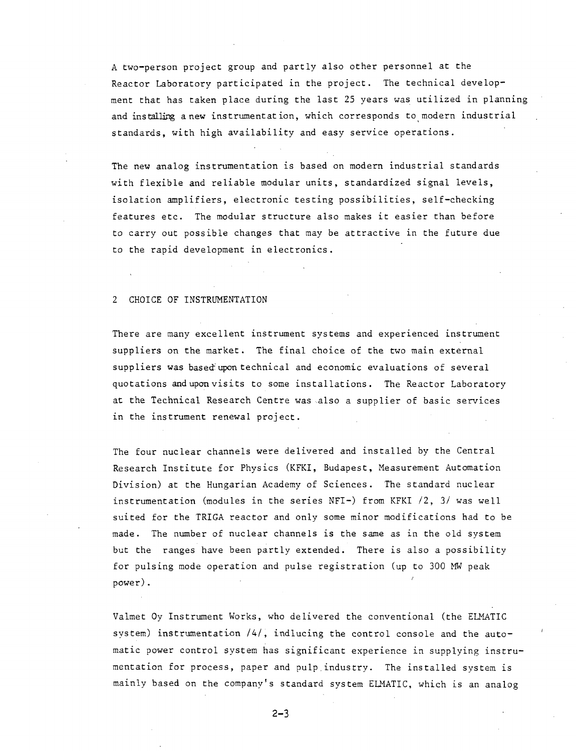A two-person project group and partly also other personnel at the Reactor Laboratory participated in the project. The technical development that has taken place during the last 25 years was utilized in planning and installing a new instrumentation, which corresponds to modern industrial standards, with high availability and easy service operations.

The new analog instrumentation is based on modern industrial standards with flexible and reliable modular units, standardized signal levels, isolation amplifiers, electronic testing possibilities, self-checking features etc. The modular structure also makes it easier than before to carry out possible changes that may be attractive in the future due to the rapid development in electronics.

## 2 CHOICE OF INSTRUMENTATION

There are many excellent instrument systems and experienced instrument suppliers on the market. The final choice of the two main external suppliers was based upon technical and economic evaluations of several quotations and upon visits to some installations. The Reactor Laboratory at the Technical Research Centre was also a supplier of basic services in the instrument renewal project.

The four nuclear channels were delivered and installed by the Central Research Institute for Physics (KFKI, Budapest, Measurement Automation Division) at the Hungarian Academy of Sciences. The standard nuclear instrumentation (modules in the series NFI-) from KFKI /2, 3/ was well suited for the TRIGA reactor and only some minor modifications had to be made. The number of nuclear channels is the same as in the old system but the ranges have been partly extended. There is also a possibility for pulsing mode operation and pulse registration (up to 300 MW peak power).

Valmet Oy Instrument Works, who delivered the conventional (the ELMATIC system) instrumentation /4/, indlucing the control console and the automatic power control system has significant experience in supplying instrumentation for process, paper and pulp industry. The installed system is mainly based on the company's standard system ELMATIC, which is an analog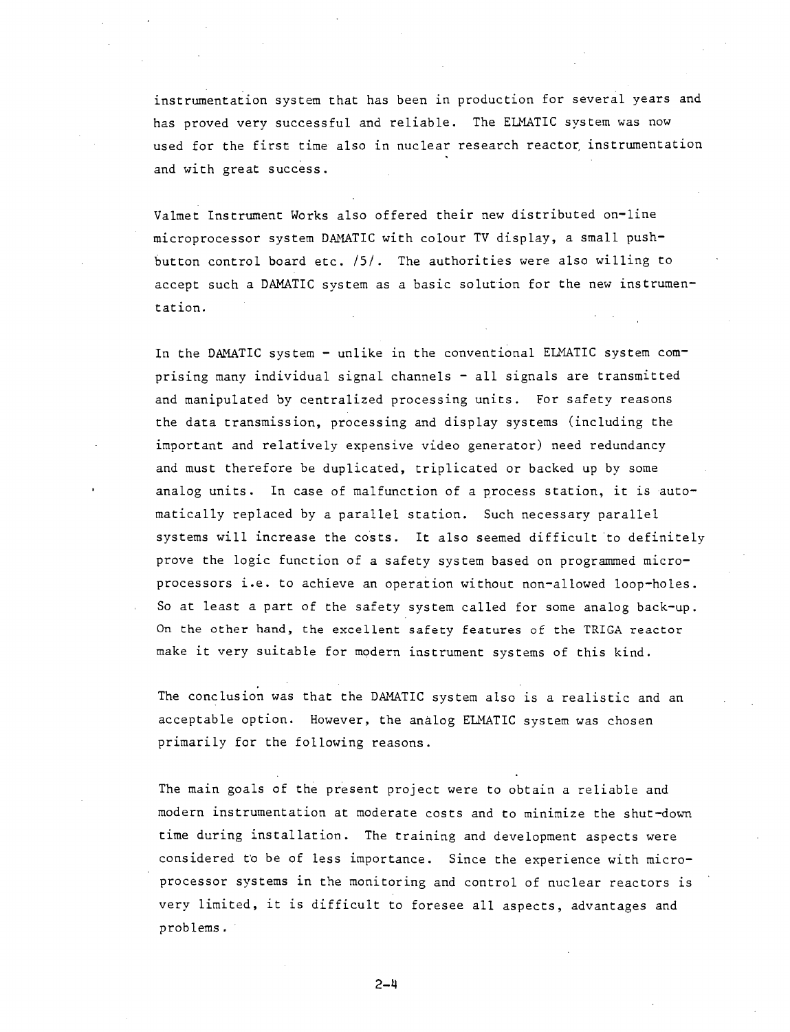instrumentation system that has been in production for several years and has proved very successful and reliable. The ELMATIC system was now used for the first time also in nuclear research reactor instrumentation and with great success.

Valmet Instrument Works also offered their new distributed on-line microprocessor system DAMATIC with colour TV display, a small push-button control board etc. /5/. The authorities were also willing to accept such a DAMATIC system as a basic solution for the new instrumentation.

In the DAMATIC system - unlike in the conventional ELMATIC system comprising many individual signal channels - all signals are transmitted and manipulated by centralized processing units. For safety reasons the data transmission, processing and display systems (including the important and relatively expensive video generator) need redundancy and must therefore be duplicated, triplicated or backed up by some analog units. In case of malfunction of a process station, it is automatically replaced by a parallel station. Such necessary parallel systems will increase the costs. It also seemed difficult to definitely prove the logic function of a safety system based on programmed microprocessors i.e. to achieve an operation without non-allowed loop-holes. So at least a part of the safety system called for some analog back-up. On the other hand, the excellent safety features of the TRIGA reactor make it very suitable for modern instrument systems of this kind.

The conclusion was that the DAMATIC system also is a realistic and an acceptable option. However, the analog ELMATIC system was chosen primarily for the following reasons.

The main goals of the present project were to obtain a reliable and modern instrumentation at moderate costs and to minimize the shut-down time during installation. The training and development aspects were considered to be of less importance. Since the experience with microprocessor systems in the monitoring and control of nuclear reactors is very limited, it is difficult to foresee all aspects, advantages and problems.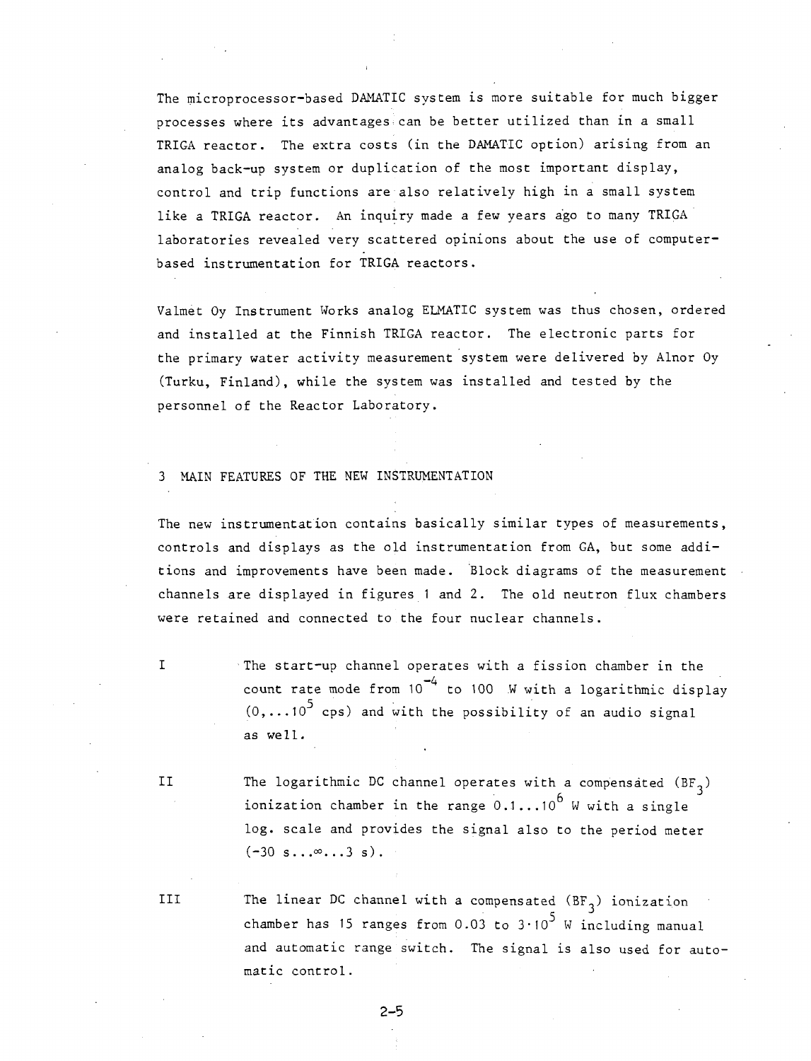The microprocessor-based DAMATIC system is more suitable for much bigger processes where its advantages can be better utilized than in a small TRIGA reactor. The extra costs (in the DAMATIC option) arising from an analog back-up system or duplication of the most important display, control and trip functions are also relatively high in a small system like a TRIGA reactor. An inquiry made a few years ago to many TRIGA laboratories revealed very scattered opinions about the use of computer-based instrumentation for TRIGA reactors.

Valmet Oy Instrument Works analog ELMATIC system was thus chosen, ordered and installed at the Finnish TRIGA reactor. The electronic parts for the primary water activity measurement system were delivered by Alnor Oy (Turku, Finland), while the system was installed and tested by the personnel of the Reactor Laboratory.

## 3 MAIN FEATURES OF THE NEW INSTRUMENTATION

The new instrumentation contains basically similar types of measurements, controls and displays as the old instrumentation from GA, but some additions and improvements have been made. Block diagrams of the measurement channels are displayed in figures 1 and 2. The old neutron flux chambers were retained and connected to the four nuclear channels.

I The start-up channel operates with a fission chamber in the count rate mode from $10^{-4}$ to 100 W with a logarithmic display $(0,\ldots 10^{5}$ cps) and with the possibility of an audio signal as well.

II The logarithmic DC channel operates with a compensated ($BF_3$) ionization chamber in the range $0.1\ldots 10^{6}$ W with a single log. scale and provides the signal also to the period meter ($-30$ s...$\infty$...3 s).

III The linear DC channel with a compensated ($BF_3$) ionization chamber has 15 ranges from 0.03 to $3\cdot 10^{5}$ W including manual and automatic range switch. The signal is also used for automatic control.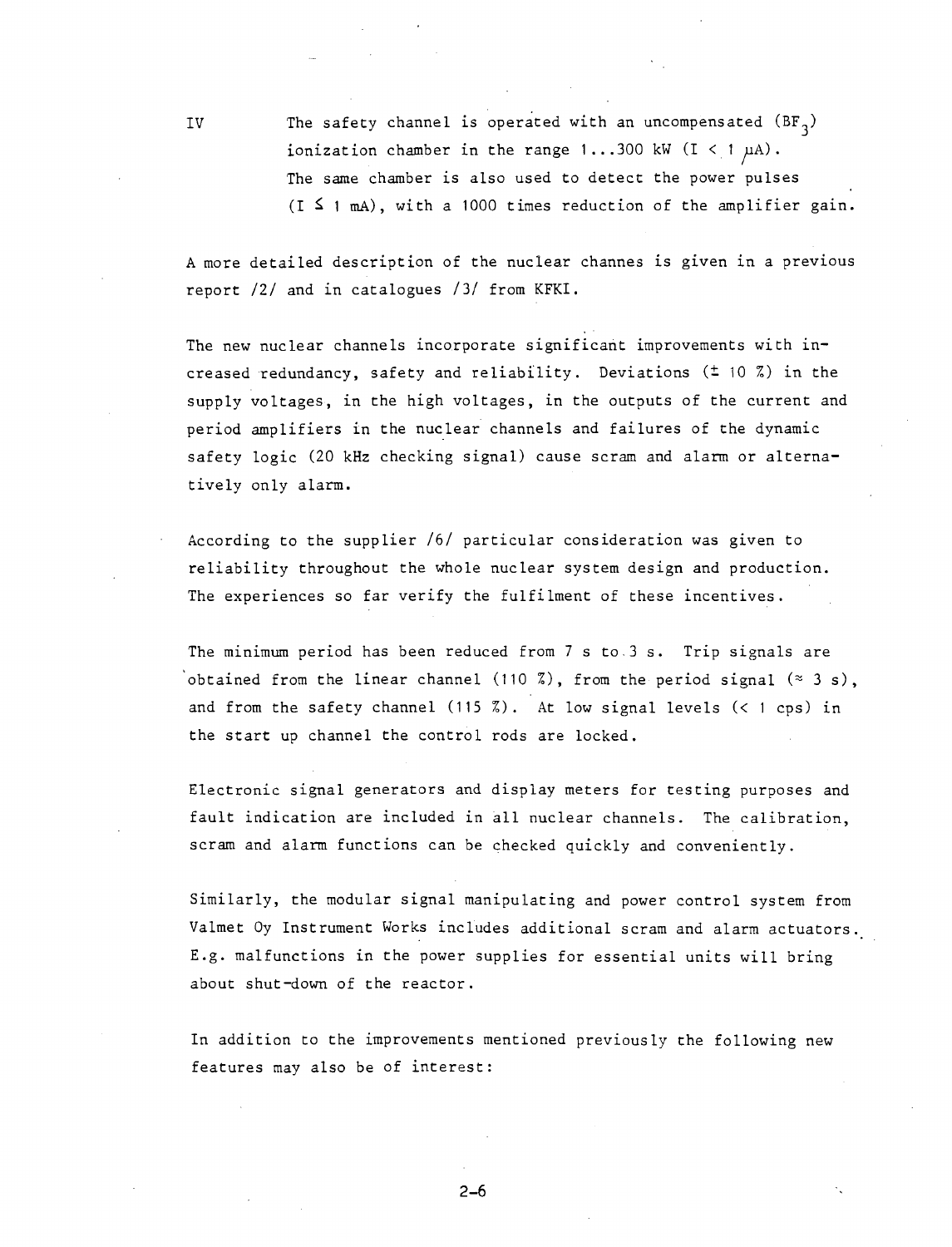IV The safety channel is operated with an uncompensated ($BF_3$) ionization chamber in the range 1...300 kW ($I < 1$ µA). The same chamber is also used to detect the power pulses ($I \leq 1$ mA), with a 1000 times reduction of the amplifier gain.

A more detailed description of the nuclear channes is given in a previous report /2/ and in catalogues /3/ from KFKI.

The new nuclear channels incorporate significant improvements with increased redundancy, safety and reliability. Deviations (± 10 %) in the supply voltages, in the high voltages, in the outputs of the current and period amplifiers in the nuclear channels and failures of the dynamic safety logic (20 kHz checking signal) cause scram and alarm or alternatively only alarm.

According to the supplier /6/ particular consideration was given to reliability throughout the whole nuclear system design and production. The experiences so far verify the fulfilment of these incentives.

The minimum period has been reduced from 7 s to 3 s. Trip signals are obtained from the linear channel (110 %), from the period signal (≈ 3 s), and from the safety channel (115 %). At low signal levels (< 1 cps) in the start up channel the control rods are locked.

Electronic signal generators and display meters for testing purposes and fault indication are included in all nuclear channels. The calibration, scram and alarm functions can be checked quickly and conveniently.

Similarly, the modular signal manipulating and power control system from Valmet Oy Instrument Works includes additional scram and alarm actuators. E.g. malfunctions in the power supplies for essential units will bring about shut-down of the reactor.

In addition to the improvements mentioned previously the following new features may also be of interest: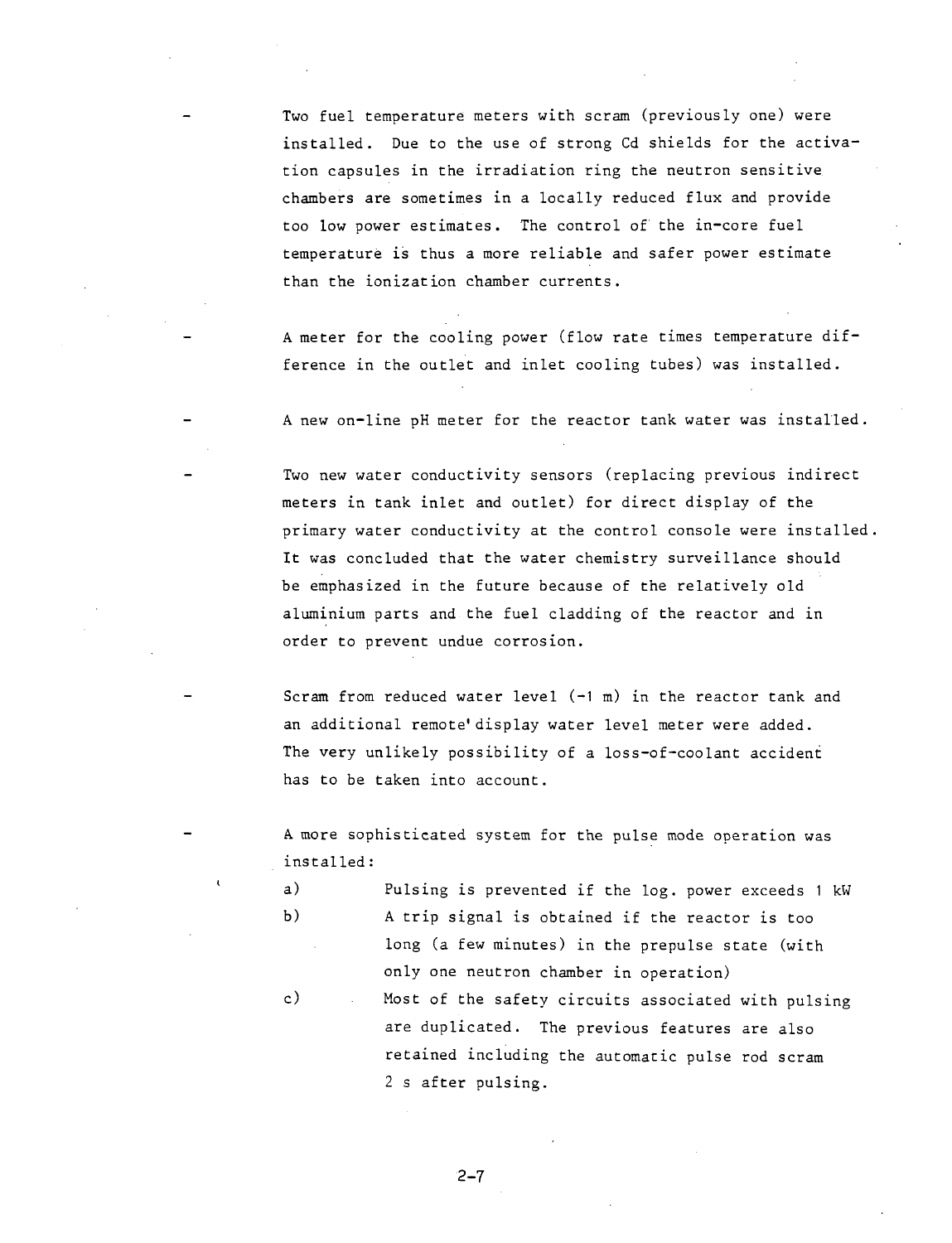- Two fuel temperature meters with scram (previously one) were installed. Due to the use of strong Cd shields for the activation capsules in the irradiation ring the neutron sensitive chambers are sometimes in a locally reduced flux and provide too low power estimates. The control of the in-core fuel temperature is thus a more reliable and safer power estimate than the ionization chamber currents.

- A meter for the cooling power (flow rate times temperature difference in the outlet and inlet cooling tubes) was installed.

- A new on-line pH meter for the reactor tank water was installed.

- Two new water conductivity sensors (replacing previous indirect meters in tank inlet and outlet) for direct display of the primary water conductivity at the control console were installed. It was concluded that the water chemistry surveillance should be emphasized in the future because of the relatively old aluminium parts and the fuel cladding of the reactor and in order to prevent undue corrosion.

- Scram from reduced water level (-1 m) in the reactor tank and an additional remote display water level meter were added. The very unlikely possibility of a loss-of-coolant accident has to be taken into account.

- A more sophisticated system for the pulse mode operation was installed:

  a) Pulsing is prevented if the log. power exceeds 1 kW

  b) A trip signal is obtained if the reactor is too long (a few minutes) in the prepulse state (with only one neutron chamber in operation)

  c) Most of the safety circuits associated with pulsing are duplicated. The previous features are also retained including the automatic pulse rod scram 2 s after pulsing.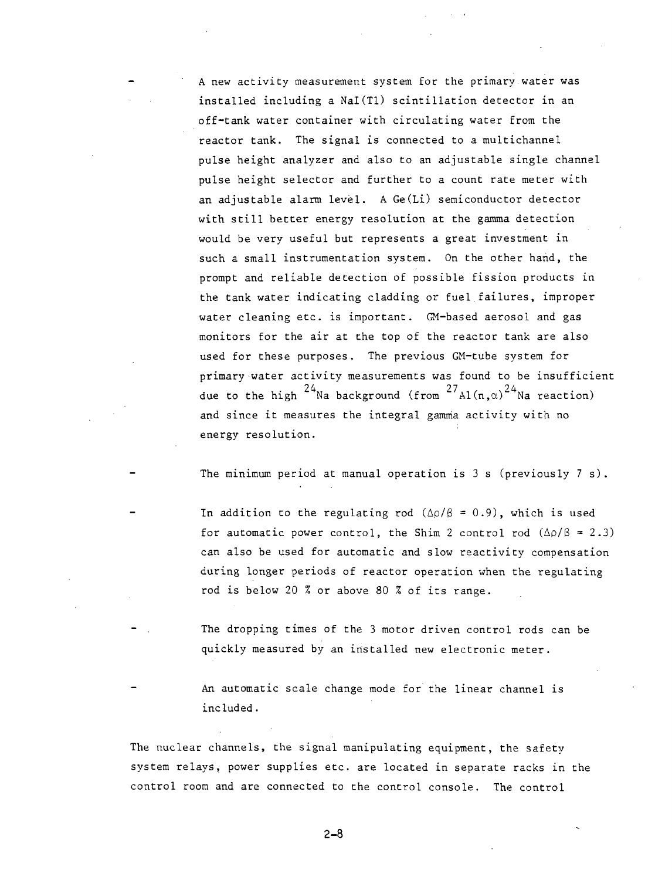- A new activity measurement system for the primary water was installed including a NaI(Tl) scintillation detector in an off-tank water container with circulating water from the reactor tank. The signal is connected to a multichannel pulse height analyzer and also to an adjustable single channel pulse height selector and further to a count rate meter with an adjustable alarm level. A Ge(Li) semiconductor detector with still better energy resolution at the gamma detection would be very useful but represents a great investment in such a small instrumentation system. On the other hand, the prompt and reliable detection of possible fission products in the tank water indicating cladding or fuel failures, improper water cleaning etc. is important. GM-based aerosol and gas monitors for the air at the top of the reactor tank are also used for these purposes. The previous GM-tube system for primary water activity measurements was found to be insufficient due to the high $^{24}Na$ background (from $^{27}Al(n,\alpha)^{24}Na$ reaction) and since it measures the integral gamma activity with no energy resolution.

- The minimum period at manual operation is 3 s (previously 7 s).

- In addition to the regulating rod ($\Delta\rho/\beta = 0.9$), which is used for automatic power control, the Shim 2 control rod ($\Delta\rho/\beta = 2.3$) can also be used for automatic and slow reactivity compensation during longer periods of reactor operation when the regulating rod is below 20 % or above 80 % of its range.

- The dropping times of the 3 motor driven control rods can be quickly measured by an installed new electronic meter.

- An automatic scale change mode for the linear channel is included.

The nuclear channels, the signal manipulating equipment, the safety system relays, power supplies etc. are located in separate racks in the control room and are connected to the control console. The control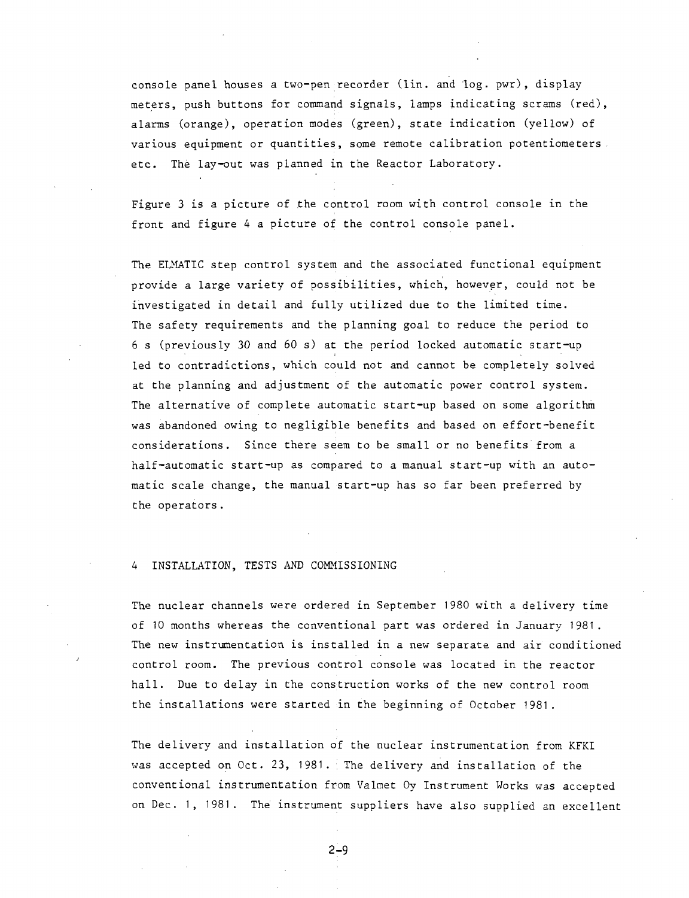console panel houses a two-pen recorder (lin. and log. pwr), display meters, push buttons for command signals, lamps indicating scrams (red), alarms (orange), operation modes (green), state indication (yellow) of various equipment or quantities, some remote calibration potentiometers etc. The lay-out was planned in the Reactor Laboratory.

Figure 3 is a picture of the control room with control console in the front and figure 4 a picture of the control console panel.

The ELMATIC step control system and the associated functional equipment provide a large variety of possibilities, which, however, could not be investigated in detail and fully utilized due to the limited time. The safety requirements and the planning goal to reduce the period to 6 s (previously 30 and 60 s) at the period locked automatic start-up led to contradictions, which could not and cannot be completely solved at the planning and adjustment of the automatic power control system. The alternative of complete automatic start-up based on some algorithm was abandoned owing to negligible benefits and based on effort-benefit considerations. Since there seem to be small or no benefits from a half-automatic start-up as compared to a manual start-up with an automatic scale change, the manual start-up has so far been preferred by the operators.

## 4 INSTALLATION, TESTS AND COMMISSIONING

The nuclear channels were ordered in September 1980 with a delivery time of 10 months whereas the conventional part was ordered in January 1981. The new instrumentation is installed in a new separate and air conditioned control room. The previous control console was located in the reactor hall. Due to delay in the construction works of the new control room the installations were started in the beginning of October 1981.

The delivery and installation of the nuclear instrumentation from KFKI was accepted on Oct. 23, 1981. The delivery and installation of the conventional instrumentation from Valmet Oy Instrument Works was accepted on Dec. 1, 1981. The instrument suppliers have also supplied an excellent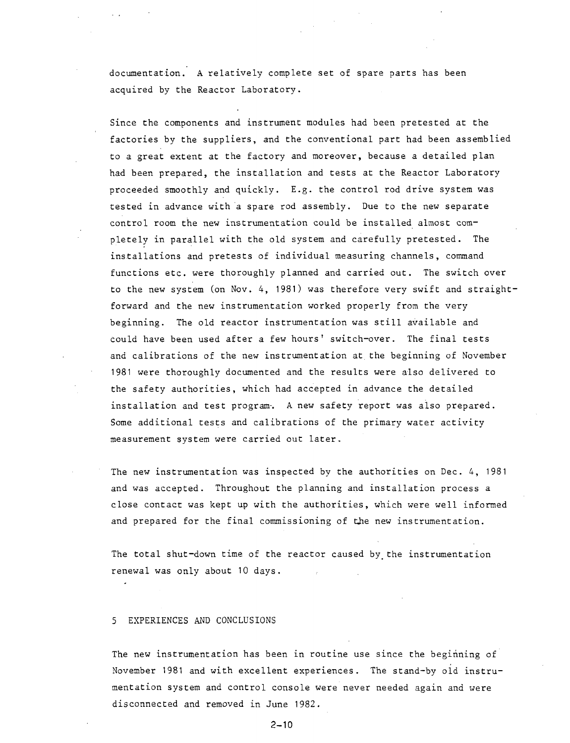documentation. A relatively complete set of spare parts has been acquired by the Reactor Laboratory.

Since the components and instrument modules had been pretested at the factories by the suppliers, and the conventional part had been assemblied to a great extent at the factory and moreover, because a detailed plan had been prepared, the installation and tests at the Reactor Laboratory proceeded smoothly and quickly. E.g. the control rod drive system was tested in advance with a spare rod assembly. Due to the new separate control room the new instrumentation could be installed almost completely in parallel with the old system and carefully pretested. The installations and pretests of individual measuring channels, command functions etc. were thoroughly planned and carried out. The switch over to the new system (on Nov. 4, 1981) was therefore very swift and straightforward and the new instrumentation worked properly from the very beginning. The old reactor instrumentation was still available and could have been used after a few hours' switch-over. The final tests and calibrations of the new instrumentation at the beginning of November 1981 were thoroughly documented and the results were also delivered to the safety authorities, which had accepted in advance the detailed installation and test program. A new safety report was also prepared. Some additional tests and calibrations of the primary water activity measurement system were carried out later.

The new instrumentation was inspected by the authorities on Dec. 4, 1981 and was accepted. Throughout the planning and installation process a close contact was kept up with the authorities, which were well informed and prepared for the final commissioning of the new instrumentation.

The total shut-down time of the reactor caused by the instrumentation renewal was only about 10 days.

## 5 EXPERIENCES AND CONCLUSIONS

The new instrumentation has been in routine use since the beginning of November 1981 and with excellent experiences. The stand-by old instrumentation system and control console were never needed again and were disconnected and removed in June 1982.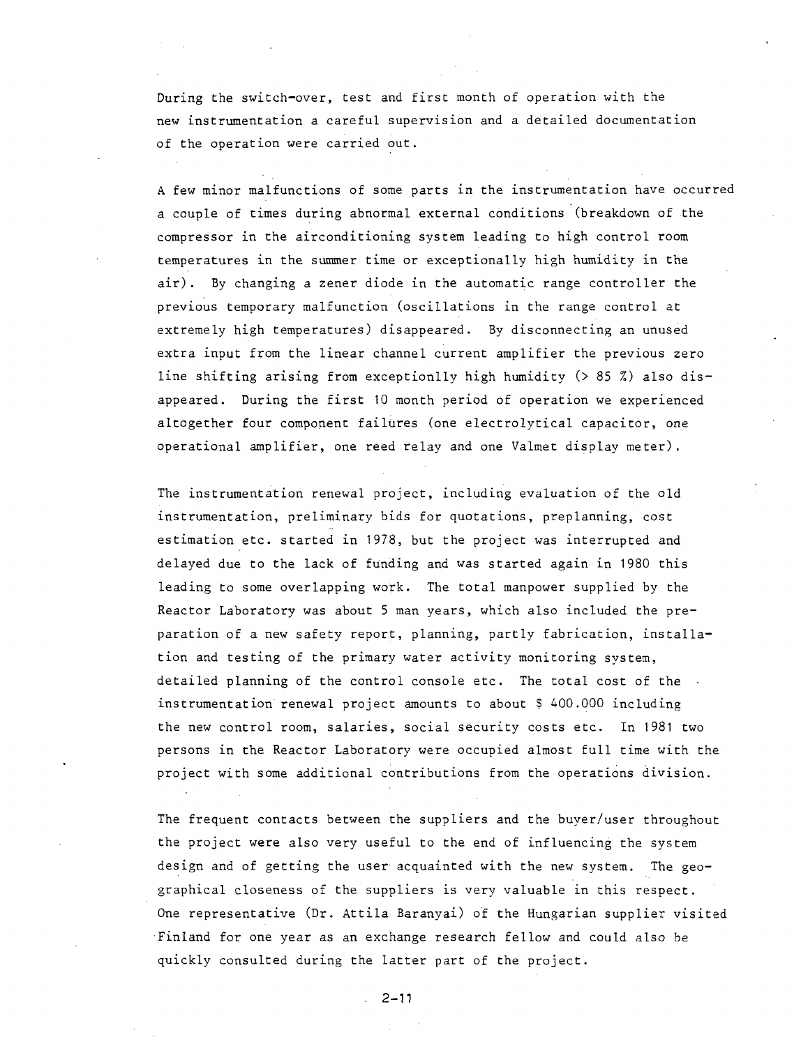During the switch-over, test and first month of operation with the new instrumentation a careful supervision and a detailed documentation of the operation were carried out.

A few minor malfunctions of some parts in the instrumentation have occurred a couple of times during abnormal external conditions (breakdown of the compressor in the airconditioning system leading to high control room temperatures in the summer time or exceptionally high humidity in the air). By changing a zener diode in the automatic range controller the previous temporary malfunction (oscillations in the range control at extremely high temperatures) disappeared. By disconnecting an unused extra input from the linear channel current amplifier the previous zero line shifting arising from exceptionlly high humidity (> 85 %) also disappeared. During the first 10 month period of operation we experienced altogether four component failures (one electrolytical capacitor, one operational amplifier, one reed relay and one Valmet display meter).

The instrumentation renewal project, including evaluation of the old instrumentation, preliminary bids for quotations, preplanning, cost estimation etc. started in 1978, but the project was interrupted and delayed due to the lack of funding and was started again in 1980 this leading to some overlapping work. The total manpower supplied by the Reactor Laboratory was about 5 man years, which also included the preparation of a new safety report, planning, partly fabrication, installation and testing of the primary water activity monitoring system, detailed planning of the control console etc. The total cost of the instrumentation renewal project amounts to about $ 400.000 including the new control room, salaries, social security costs etc. In 1981 two persons in the Reactor Laboratory were occupied almost full time with the project with some additional contributions from the operations division.

The frequent contacts between the suppliers and the buyer/user throughout the project were also very useful to the end of influencing the system design and of getting the user acquainted with the new system. The geographical closeness of the suppliers is very valuable in this respect. One representative (Dr. Attila Baranyai) of the Hungarian supplier visited Finland for one year as an exchange research fellow and could also be quickly consulted during the latter part of the project.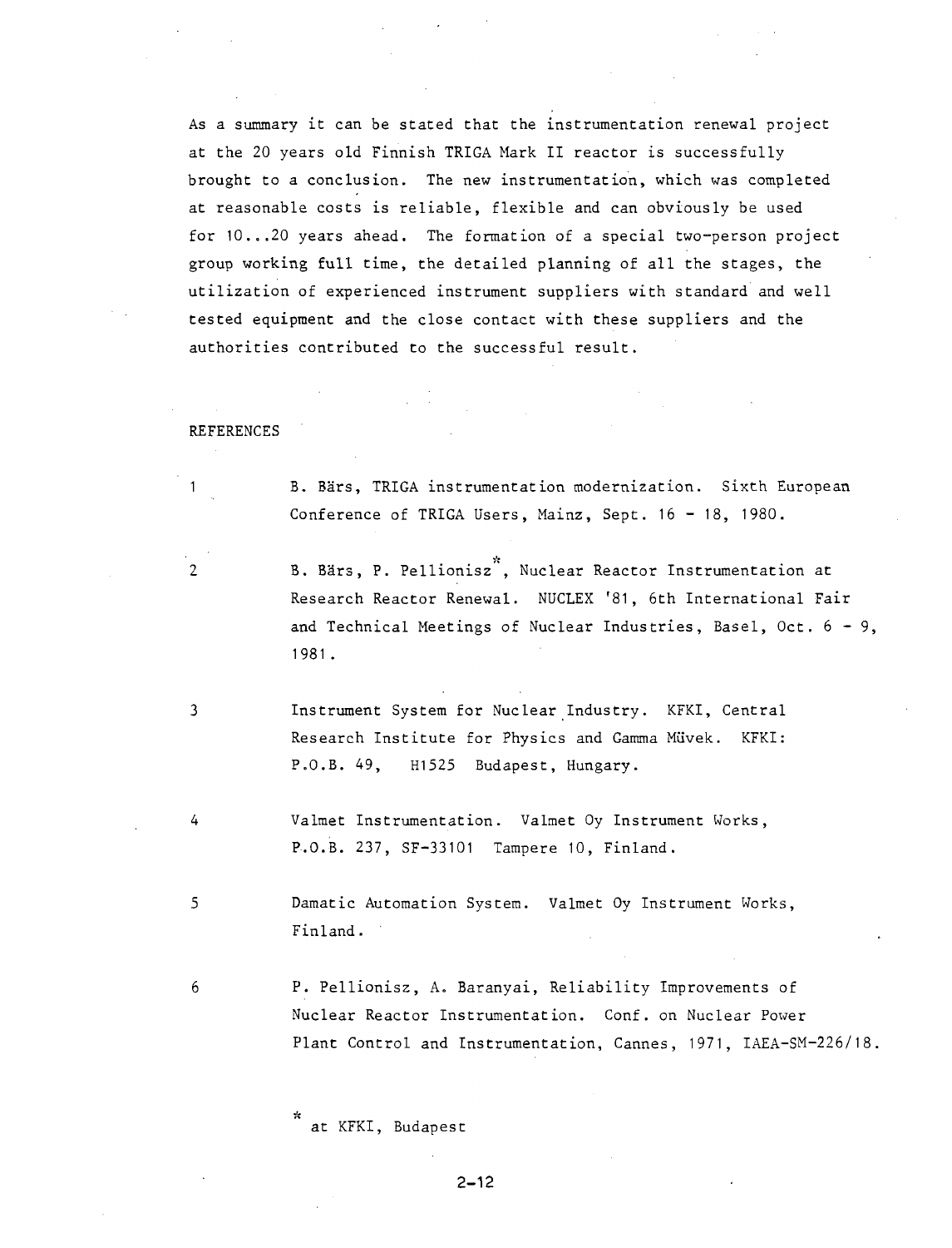As a summary it can be stated that the instrumentation renewal project at the 20 years old Finnish TRIGA Mark II reactor is successfully brought to a conclusion. The new instrumentation, which was completed at reasonable costs is reliable, flexible and can obviously be used for 10...20 years ahead. The formation of a special two-person project group working full time, the detailed planning of all the stages, the utilization of experienced instrument suppliers with standard and well tested equipment and the close contact with these suppliers and the authorities contributed to the successful result.

## REFERENCES

1. B. Bärs, TRIGA instrumentation modernization. Sixth European Conference of TRIGA Users, Mainz, Sept. 16 - 18, 1980.

2. B. Bärs, P. Pellionisz*, Nuclear Reactor Instrumentation at Research Reactor Renewal. NUCLEX '81, 6th International Fair and Technical Meetings of Nuclear Industries, Basel, Oct. 6 - 9, 1981.

3. Instrument System for Nuclear Industry. KFKI, Central Research Institute for Physics and Gamma Müvek. KFKI: P.O.B. 49, H1525 Budapest, Hungary.

4. Valmet Instrumentation. Valmet Oy Instrument Works, P.O.B. 237, SF-33101 Tampere 10, Finland.

5. Damatic Automation System. Valmet Oy Instrument Works, Finland.

6. P. Pellionisz, A. Baranyai, Reliability Improvements of Nuclear Reactor Instrumentation. Conf. on Nuclear Power Plant Control and Instrumentation, Cannes, 1971, IAEA-SM-226/18.

\* at KFKI, Budapest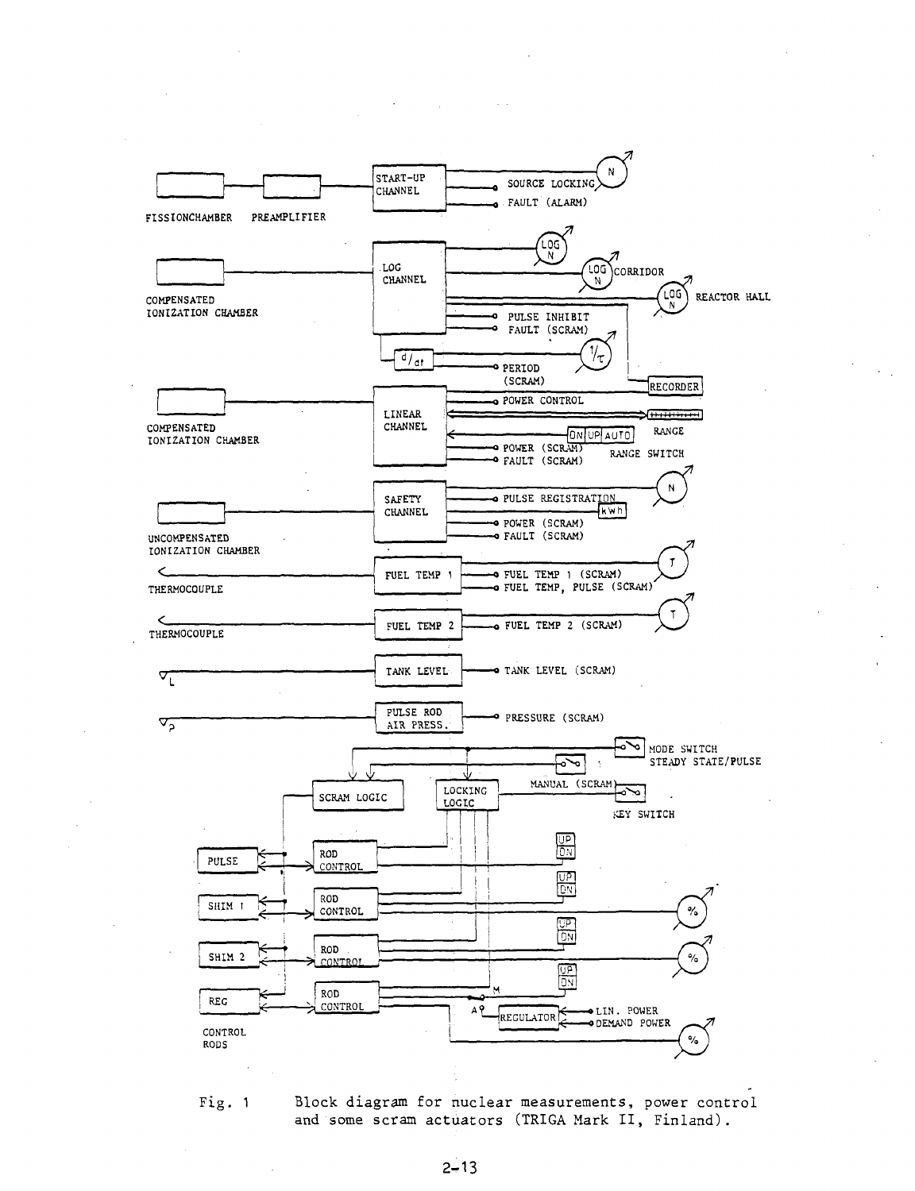Fig. 1 Block diagram for nuclear measurements, power control and some scram actuators (TRIGA Mark II, Finland).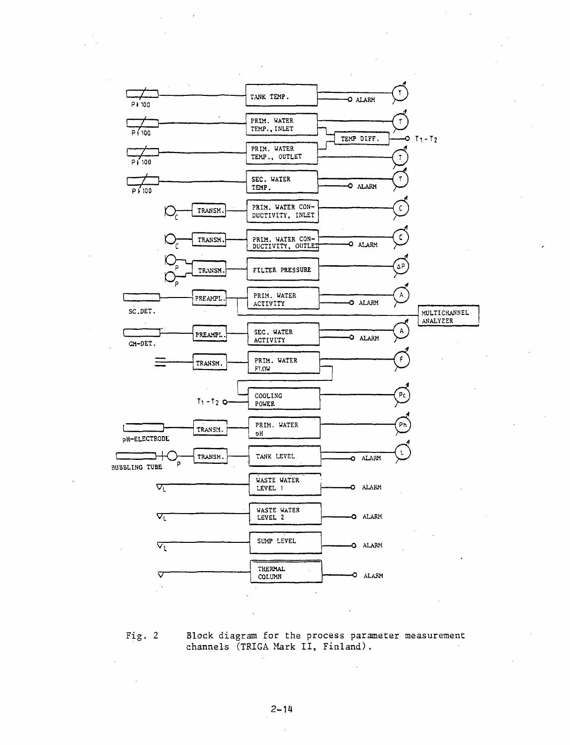Fig. 2 Block diagram for the process parameter measurement channels (TRIGA Mark II, Finland).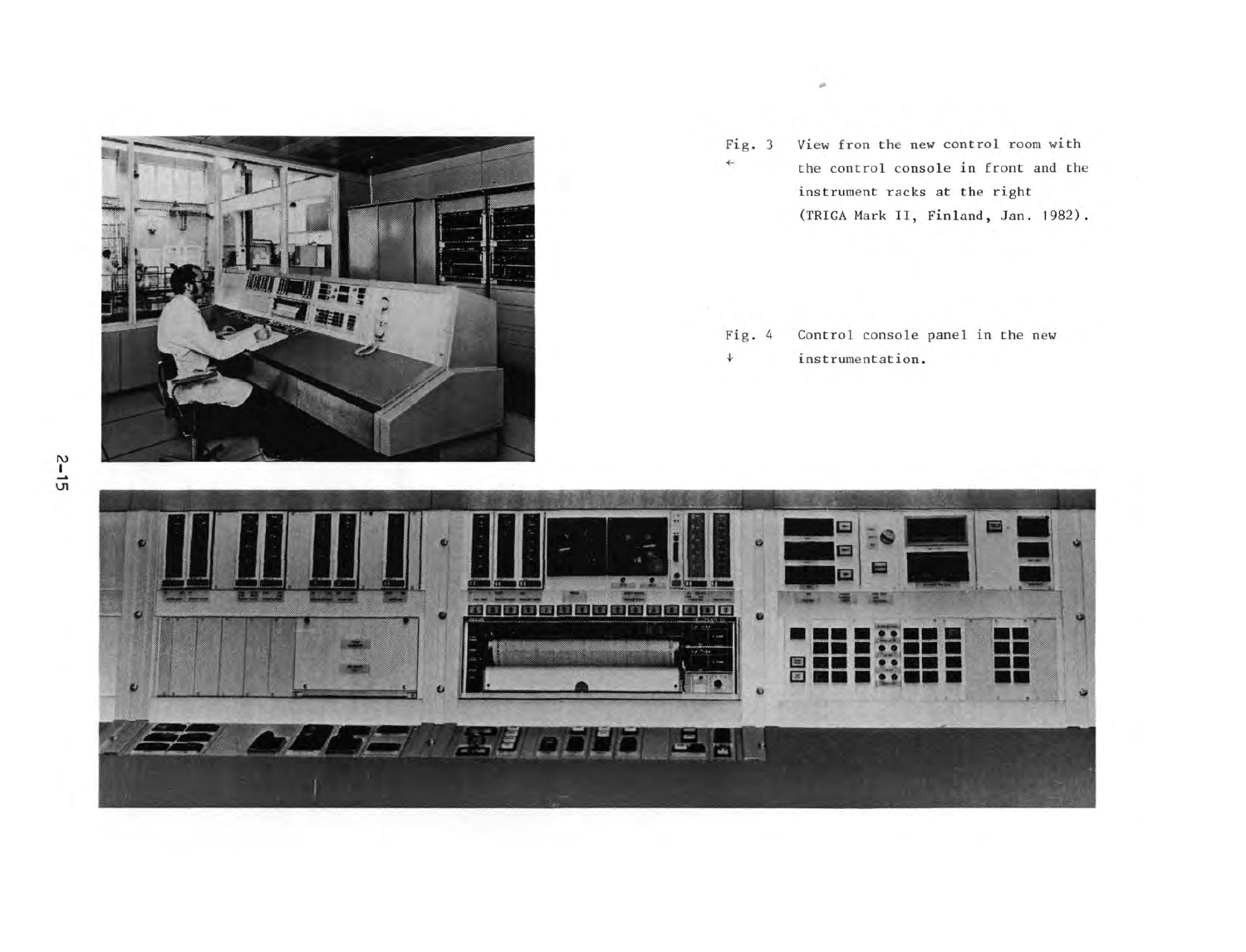Fig. 3 ← View fron the new control room with the control console in front and the instrument racks at the right (TRIGA Mark II, Finland, Jan. 1982).

Fig. 4 ↓ Control console panel in the new instrumentation.